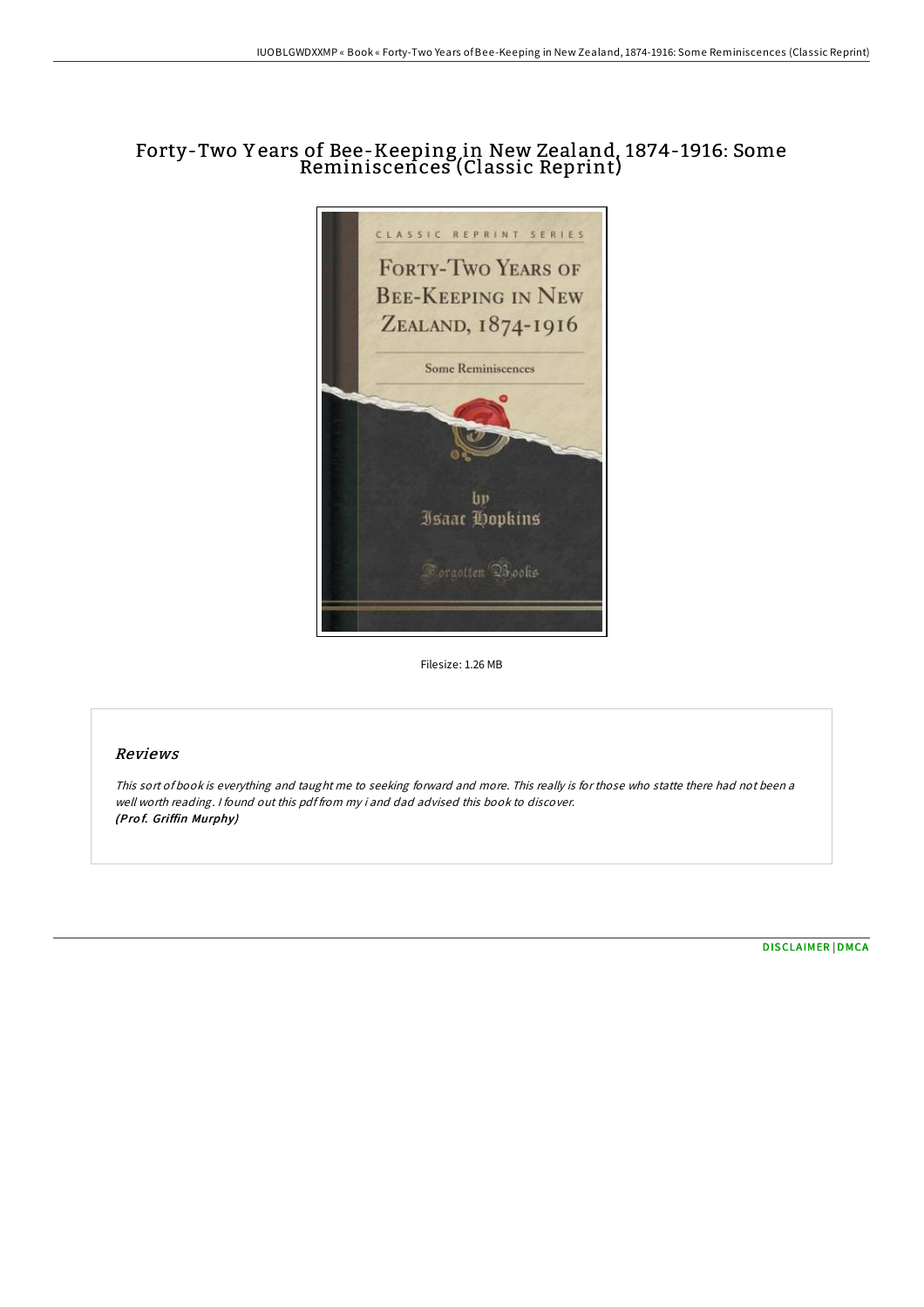# Forty-Two Years of Bee-Keeping in New Zealand, 1874-1916: Some Reminiscences (Classic Reprint)

Filesize: 1.26 MB

## Reviews

*This sort of book is everything and taught me to seeking forward and more. This really is for those who statte there had not been a well worth reading. I found out this pdf from my i and dad advised this book to discover.*
***(Prof. Griffin Murphy)***

[DISCLAIMER](#) | [DMCA](#)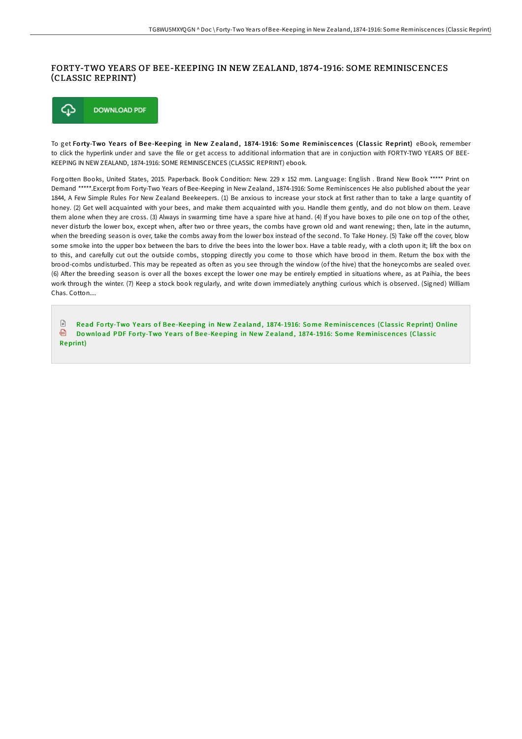# FORTY-TWO YEARS OF BEE-KEEPING IN NEW ZEALAND, 1874-1916: SOME REMINISCENCES (CLASSIC REPRINT)

DOWNLOAD PDF

To get **Forty-Two Years of Bee-Keeping in New Zealand, 1874-1916: Some Reminiscences (Classic Reprint)** eBook, remember to click the hyperlink under and save the file or get access to additional information that are in conjuction with FORTY-TWO YEARS OF BEE-KEEPING IN NEW ZEALAND, 1874-1916: SOME REMINISCENCES (CLASSIC REPRINT) ebook.

Forgotten Books, United States, 2015. Paperback. Book Condition: New. 229 x 152 mm. Language: English . Brand New Book ***** Print on Demand *****.Excerpt from Forty-Two Years of Bee-Keeping in New Zealand, 1874-1916: Some Reminiscences He also published about the year 1844, A Few Simple Rules For New Zealand Beekeepers. (1) Be anxious to increase your stock at first rather than to take a large quantity of honey. (2) Get well acquainted with your bees, and make them acquainted with you. Handle them gently, and do not blow on them. Leave them alone when they are cross. (3) Always in swarming time have a spare hive at hand. (4) If you have boxes to pile one on top of the other, never disturb the lower box, except when, after two or three years, the combs have grown old and want renewing; then, late in the autumn, when the breeding season is over, take the combs away from the lower box instead of the second. To Take Honey. (5) Take off the cover, blow some smoke into the upper box between the bars to drive the bees into the lower box. Have a table ready, with a cloth upon it; lift the box on to this, and carefully cut out the outside combs, stopping directly you come to those which have brood in them. Return the box with the brood-combs undisturbed. This may be repeated as often as you see through the window (of the hive) that the honeycombs are sealed over. (6) After the breeding season is over all the boxes except the lower one may be entirely emptied in situations where, as at Paihia, the bees work through the winter. (7) Keep a stock book regularly, and write down immediately anything curious which is observed. (Signed) William Chas. Cotton....

Read Forty-Two Years of Bee-Keeping in New Zealand, 1874-1916: Some Reminiscences (Classic Reprint) Online
Download PDF Forty-Two Years of Bee-Keeping in New Zealand, 1874-1916: Some Reminiscences (Classic Reprint)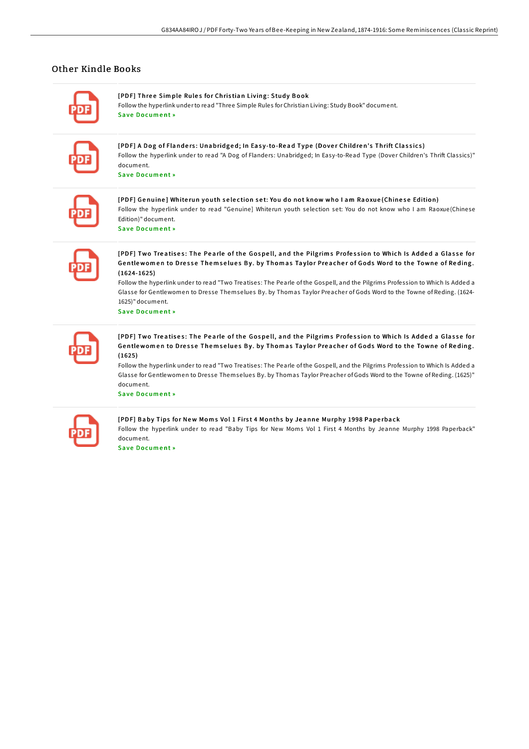## Other Kindle Books

[PDF] Three Simple Rules for Christian Living: Study Book
Follow the hyperlink under to read "Three Simple Rules for Christian Living: Study Book" document.
Save Document »

[PDF] A Dog of Flanders: Unabridged; In Easy-to-Read Type (Dover Children's Thrift Classics)
Follow the hyperlink under to read "A Dog of Flanders: Unabridged; In Easy-to-Read Type (Dover Children's Thrift Classics)" document.
Save Document »

[PDF] Genuine] Whiterun youth selection set: You do not know who I am Raoxue(Chinese Edition)
Follow the hyperlink under to read "Genuine] Whiterun youth selection set: You do not know who I am Raoxue(Chinese Edition)" document.
Save Document »

[PDF] Two Treatises: The Pearle of the Gospell, and the Pilgrims Profession to Which Is Added a Glasse for Gentlewomen to Dresse Themselues By. by Thomas Taylor Preacher of Gods Word to the Towne of Reding. (1624-1625)
Follow the hyperlink under to read "Two Treatises: The Pearle of the Gospell, and the Pilgrims Profession to Which Is Added a Glasse for Gentlewomen to Dresse Themselues By. by Thomas Taylor Preacher of Gods Word to the Towne of Reding. (1624-1625)" document.
Save Document »

[PDF] Two Treatises: The Pearle of the Gospell, and the Pilgrims Profession to Which Is Added a Glasse for Gentlewomen to Dresse Themselues By. by Thomas Taylor Preacher of Gods Word to the Towne of Reding. (1625)
Follow the hyperlink under to read "Two Treatises: The Pearle of the Gospell, and the Pilgrims Profession to Which Is Added a Glasse for Gentlewomen to Dresse Themselues By. by Thomas Taylor Preacher of Gods Word to the Towne of Reding. (1625)" document.
Save Document »

[PDF] Baby Tips for New Moms Vol 1 First 4 Months by Jeanne Murphy 1998 Paperback
Follow the hyperlink under to read "Baby Tips for New Moms Vol 1 First 4 Months by Jeanne Murphy 1998 Paperback" document.
Save Document »